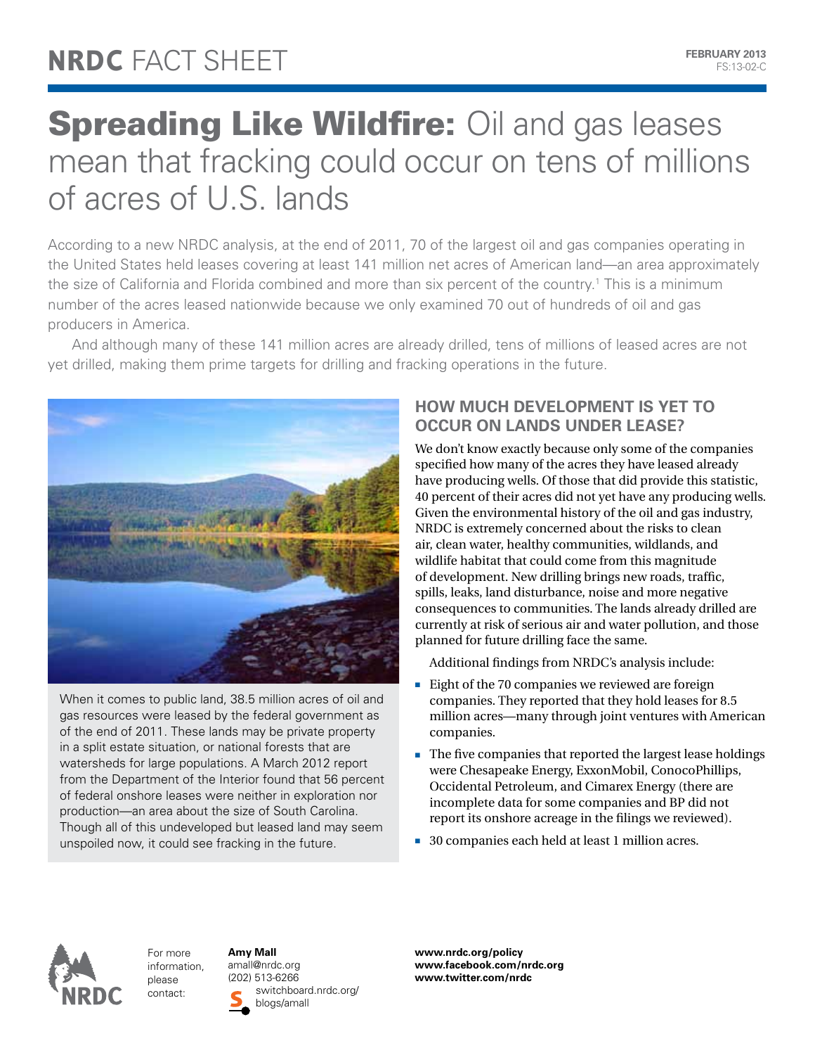# NRDC FACT SHEET

FEBRUARY 2013
FS:13-02-C

# Spreading Like Wildfire: Oil and gas leases mean that fracking could occur on tens of millions of acres of U.S. lands

According to a new NRDC analysis, at the end of 2011, 70 of the largest oil and gas companies operating in the United States held leases covering at least 141 million net acres of American land—an area approximately the size of California and Florida combined and more than six percent of the country.[1] This is a minimum number of the acres leased nationwide because we only examined 70 out of hundreds of oil and gas producers in America.

And although many of these 141 million acres are already drilled, tens of millions of leased acres are not yet drilled, making them prime targets for drilling and fracking operations in the future.

When it comes to public land, 38.5 million acres of oil and gas resources were leased by the federal government as of the end of 2011. These lands may be private property in a split estate situation, or national forests that are watersheds for large populations. A March 2012 report from the Department of the Interior found that 56 percent of federal onshore leases were neither in exploration nor production—an area about the size of South Carolina. Though all of this undeveloped but leased land may seem unspoiled now, it could see fracking in the future.

## HOW MUCH DEVELOPMENT IS YET TO OCCUR ON LANDS UNDER LEASE?

We don't know exactly because only some of the companies specified how many of the acres they have leased already have producing wells. Of those that did provide this statistic, 40 percent of their acres did not yet have any producing wells. Given the environmental history of the oil and gas industry, NRDC is extremely concerned about the risks to clean air, clean water, healthy communities, wildlands, and wildlife habitat that could come from this magnitude of development. New drilling brings new roads, traffic, spills, leaks, land disturbance, noise and more negative consequences to communities. The lands already drilled are currently at risk of serious air and water pollution, and those planned for future drilling face the same.

Additional findings from NRDC's analysis include:

- Eight of the 70 companies we reviewed are foreign companies. They reported that they hold leases for 8.5 million acres—many through joint ventures with American companies.
- The five companies that reported the largest lease holdings were Chesapeake Energy, ExxonMobil, ConocoPhillips, Occidental Petroleum, and Cimarex Energy (there are incomplete data for some companies and BP did not report its onshore acreage in the filings we reviewed).
- 30 companies each held at least 1 million acres.

For more information, please contact:

**Amy Mall**
amall@nrdc.org
(202) 513-6266
switchboard.nrdc.org/blogs/amall

**www.nrdc.org/policy**
**www.facebook.com/nrdc.org**
**www.twitter.com/nrdc**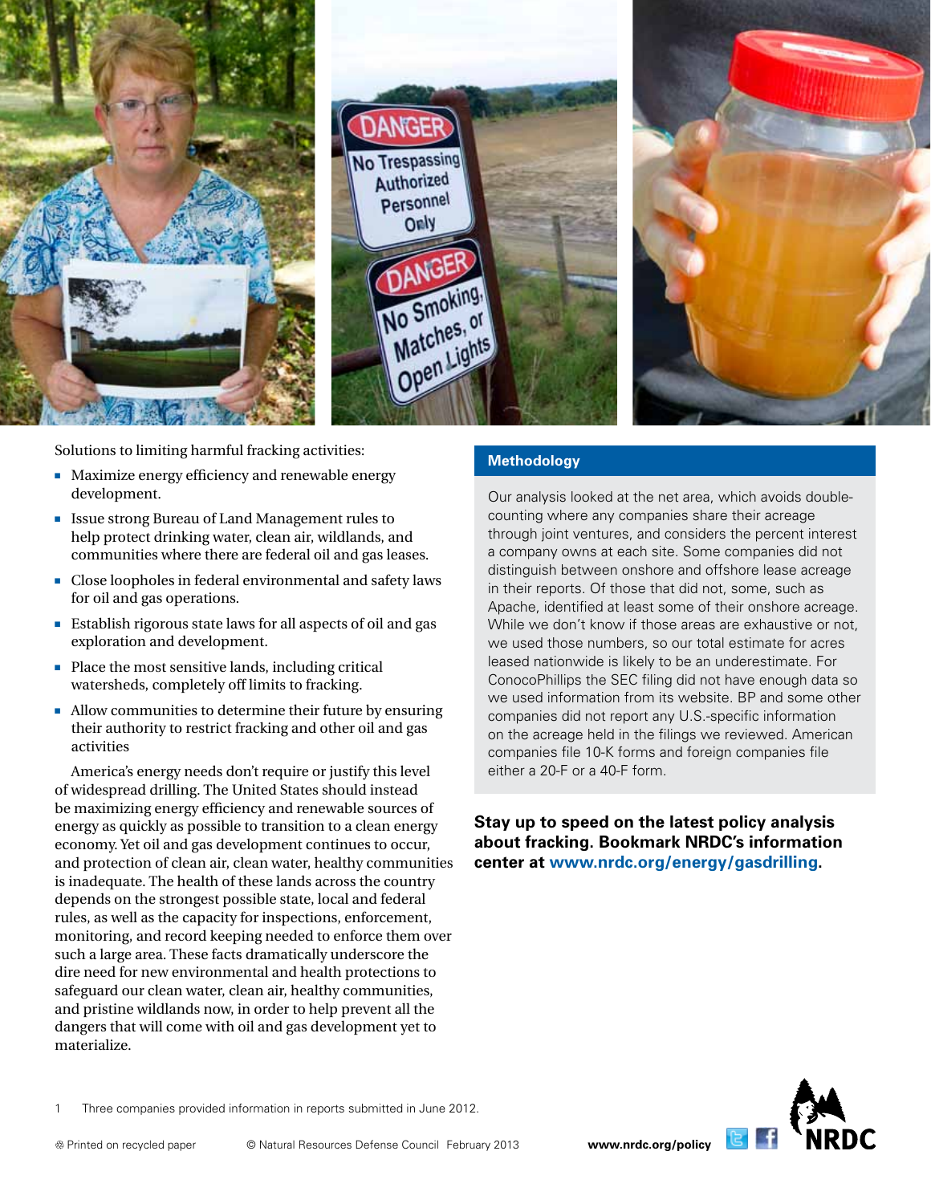Solutions to limiting harmful fracking activities:

- Maximize energy efficiency and renewable energy development.
- Issue strong Bureau of Land Management rules to help protect drinking water, clean air, wildlands, and communities where there are federal oil and gas leases.
- Close loopholes in federal environmental and safety laws for oil and gas operations.
- Establish rigorous state laws for all aspects of oil and gas exploration and development.
- Place the most sensitive lands, including critical watersheds, completely off limits to fracking.
- Allow communities to determine their future by ensuring their authority to restrict fracking and other oil and gas activities

America's energy needs don't require or justify this level of widespread drilling. The United States should instead be maximizing energy efficiency and renewable sources of energy as quickly as possible to transition to a clean energy economy. Yet oil and gas development continues to occur, and protection of clean air, clean water, healthy communities is inadequate. The health of these lands across the country depends on the strongest possible state, local and federal rules, as well as the capacity for inspections, enforcement, monitoring, and record keeping needed to enforce them over such a large area. These facts dramatically underscore the dire need for new environmental and health protections to safeguard our clean water, clean air, healthy communities, and pristine wildlands now, in order to help prevent all the dangers that will come with oil and gas development yet to materialize.

### Methodology

Our analysis looked at the net area, which avoids double-counting where any companies share their acreage through joint ventures, and considers the percent interest a company owns at each site. Some companies did not distinguish between onshore and offshore lease acreage in their reports. Of those that did not, some, such as Apache, identified at least some of their onshore acreage. While we don't know if those areas are exhaustive or not, we used those numbers, so our total estimate for acres leased nationwide is likely to be an underestimate. For ConocoPhillips the SEC filing did not have enough data so we used information from its website. BP and some other companies did not report any U.S.-specific information on the acreage held in the filings we reviewed. American companies file 10-K forms and foreign companies file either a 20-F or a 40-F form.

**Stay up to speed on the latest policy analysis about fracking. Bookmark NRDC's information center at www.nrdc.org/energy/gasdrilling.**

1 Three companies provided information in reports submitted in June 2012.

Printed on recycled paper © Natural Resources Defense Council February 2013 www.nrdc.org/policy